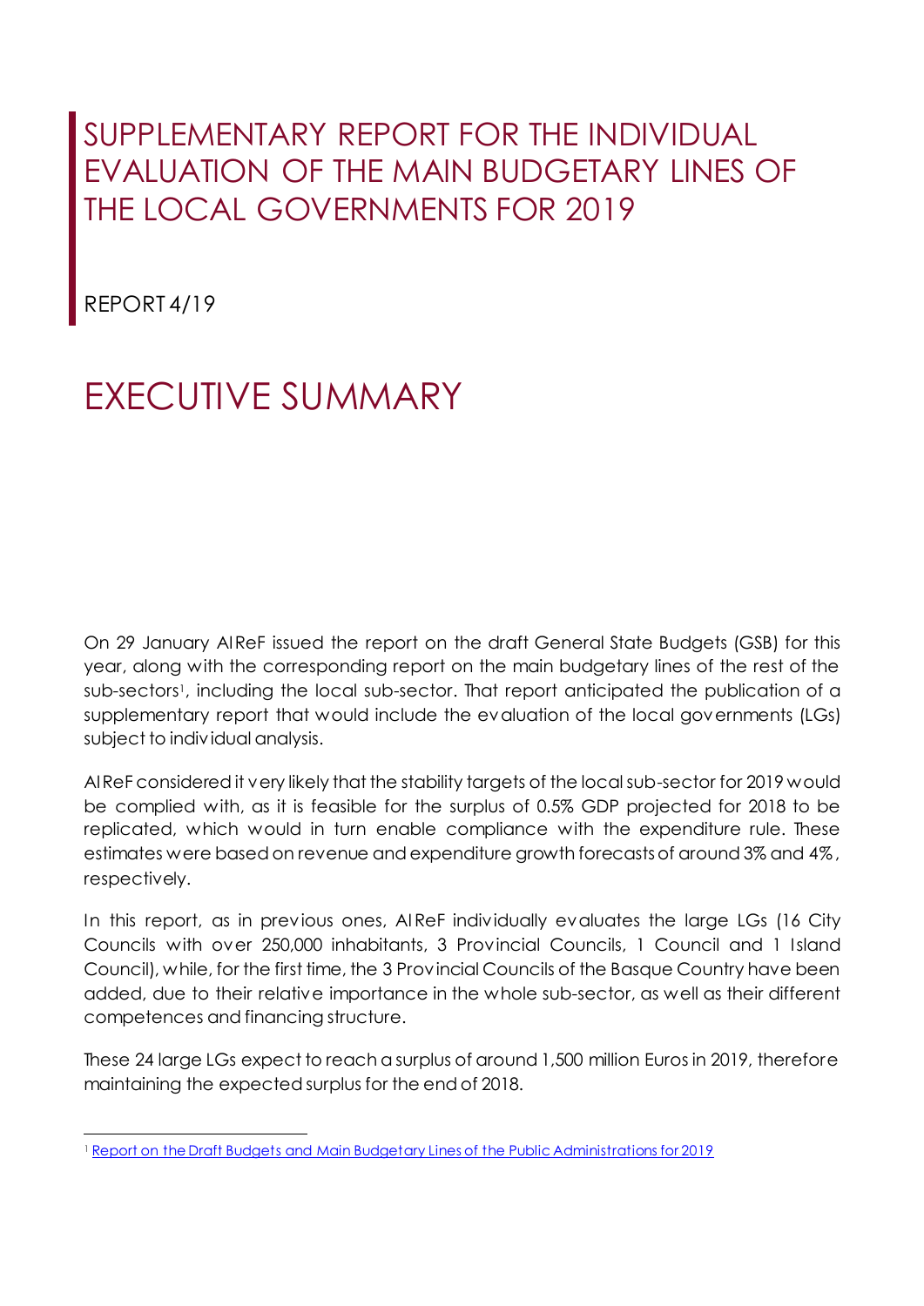# SUPPLEMENTARY REPORT FOR THE INDIVIDUAL EVALUATION OF THE MAIN BUDGETARY LINES OF THE LOCAL GOVERNMENTS FOR 2019

REPORT 4/19

# EXECUTIVE SUMMARY

On 29 January AIReF issued the report on the draft General State Budgets (GSB) for this year, along with the corresponding report on the main budgetary lines of the rest of the sub-sectors[1], including the local sub-sector. That report anticipated the publication of a supplementary report that would include the evaluation of the local governments (LGs) subject to individual analysis.

AIReF considered it very likely that the stability targets of the local sub-sector for 2019 would be complied with, as it is feasible for the surplus of 0.5% GDP projected for 2018 to be replicated, which would in turn enable compliance with the expenditure rule. These estimates were based on revenue and expenditure growth forecasts of around 3% and 4%, respectively.

In this report, as in previous ones, AIReF individually evaluates the large LGs (16 City Councils with over 250,000 inhabitants, 3 Provincial Councils, 1 Council and 1 Island Council), while, for the first time, the 3 Provincial Councils of the Basque Country have been added, due to their relative importance in the whole sub-sector, as well as their different competences and financing structure.

These 24 large LGs expect to reach a surplus of around 1,500 million Euros in 2019, therefore maintaining the expected surplus for the end of 2018.

[1] Report on the Draft Budgets and Main Budgetary Lines of the Public Administrations for 2019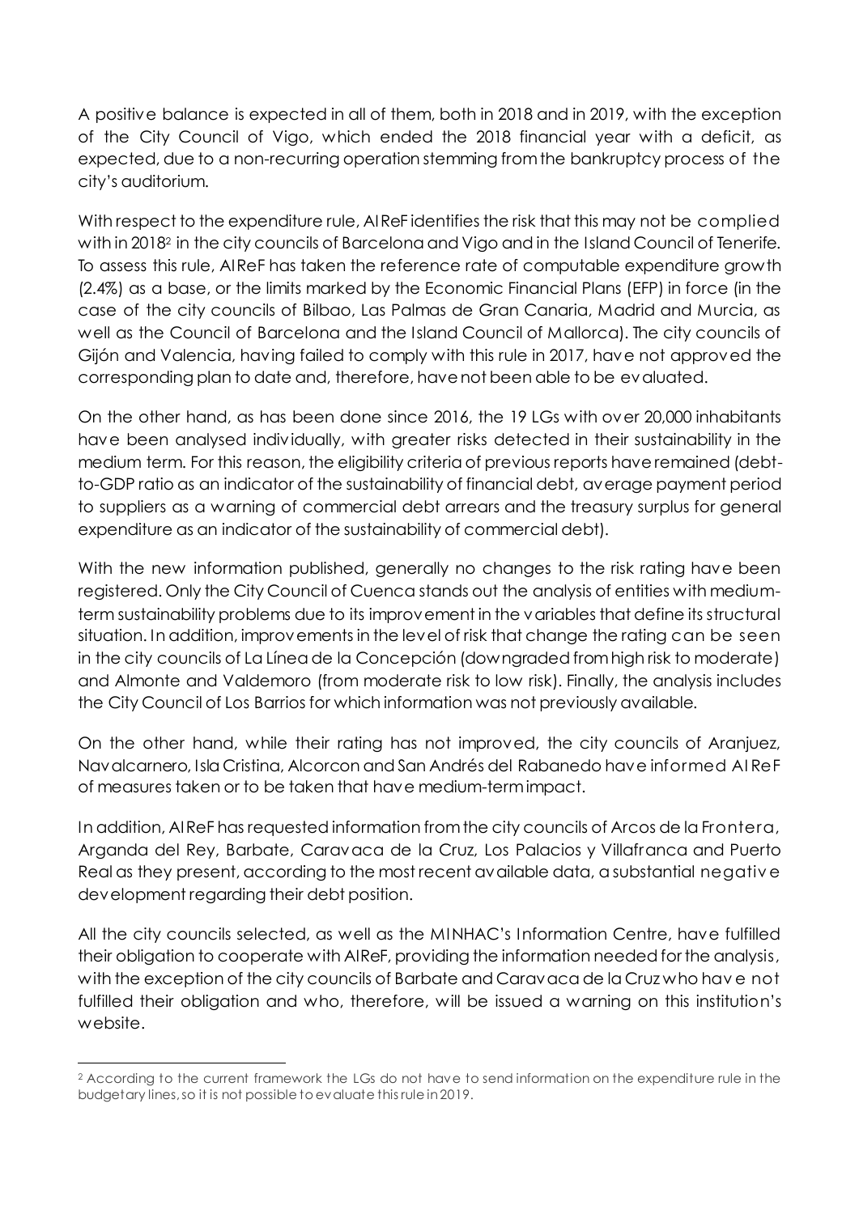A positive balance is expected in all of them, both in 2018 and in 2019, with the exception of the City Council of Vigo, which ended the 2018 financial year with a deficit, as expected, due to a non-recurring operation stemming from the bankruptcy process of the city's auditorium.

With respect to the expenditure rule, AIReF identifies the risk that this may not be complied with in 2018[2] in the city councils of Barcelona and Vigo and in the Island Council of Tenerife. To assess this rule, AIReF has taken the reference rate of computable expenditure growth (2.4%) as a base, or the limits marked by the Economic Financial Plans (EFP) in force (in the case of the city councils of Bilbao, Las Palmas de Gran Canaria, Madrid and Murcia, as well as the Council of Barcelona and the Island Council of Mallorca). The city councils of Gijón and Valencia, having failed to comply with this rule in 2017, have not approved the corresponding plan to date and, therefore, have not been able to be evaluated.

On the other hand, as has been done since 2016, the 19 LGs with over 20,000 inhabitants have been analysed individually, with greater risks detected in their sustainability in the medium term. For this reason, the eligibility criteria of previous reports have remained (debt-to-GDP ratio as an indicator of the sustainability of financial debt, average payment period to suppliers as a warning of commercial debt arrears and the treasury surplus for general expenditure as an indicator of the sustainability of commercial debt).

With the new information published, generally no changes to the risk rating have been registered. Only the City Council of Cuenca stands out the analysis of entities with medium-term sustainability problems due to its improvement in the variables that define its structural situation. In addition, improvements in the level of risk that change the rating can be seen in the city councils of La Línea de la Concepción (downgraded from high risk to moderate) and Almonte and Valdemoro (from moderate risk to low risk). Finally, the analysis includes the City Council of Los Barrios for which information was not previously available.

On the other hand, while their rating has not improved, the city councils of Aranjuez, Navalcarnero, Isla Cristina, Alcorcon and San Andrés del Rabanedo have informed AIReF of measures taken or to be taken that have medium-term impact.

In addition, AIReF has requested information from the city councils of Arcos de la Frontera, Arganda del Rey, Barbate, Caravaca de la Cruz, Los Palacios y Villafranca and Puerto Real as they present, according to the most recent available data, a substantial negative development regarding their debt position.

All the city councils selected, as well as the MINHAC's Information Centre, have fulfilled their obligation to cooperate with AIReF, providing the information needed for the analysis, with the exception of the city councils of Barbate and Caravaca de la Cruz who have not fulfilled their obligation and who, therefore, will be issued a warning on this institution's website.

[2] According to the current framework the LGs do not have to send information on the expenditure rule in the budgetary lines, so it is not possible to evaluate this rule in 2019.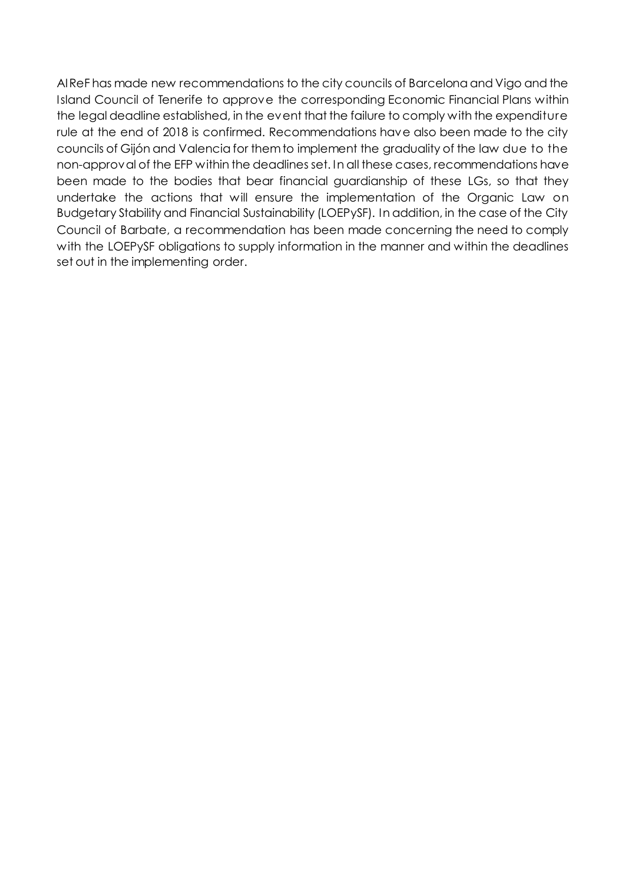AIReF has made new recommendations to the city councils of Barcelona and Vigo and the Island Council of Tenerife to approve the corresponding Economic Financial Plans within the legal deadline established, in the event that the failure to comply with the expenditure rule at the end of 2018 is confirmed. Recommendations have also been made to the city councils of Gijón and Valencia for them to implement the graduality of the law due to the non-approval of the EFP within the deadlines set. In all these cases, recommendations have been made to the bodies that bear financial guardianship of these LGs, so that they undertake the actions that will ensure the implementation of the Organic Law on Budgetary Stability and Financial Sustainability (LOEPySF). In addition, in the case of the City Council of Barbate, a recommendation has been made concerning the need to comply with the LOEPySF obligations to supply information in the manner and within the deadlines set out in the implementing order.